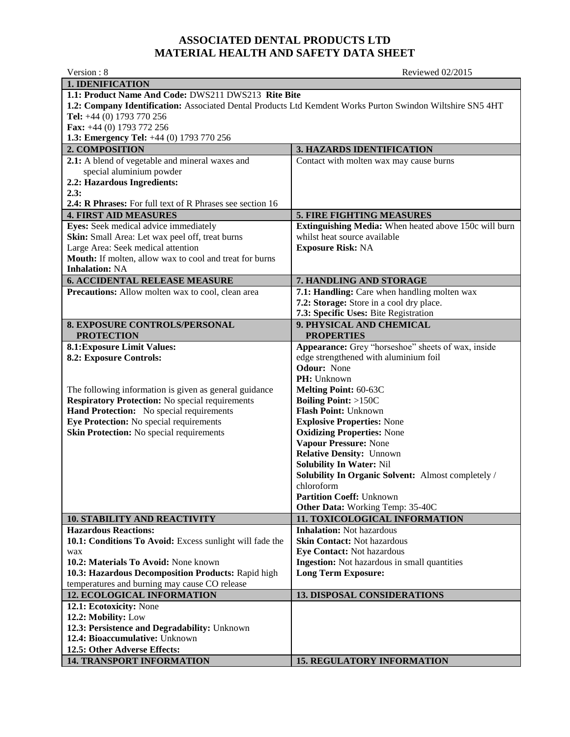# ASSOCIATED DENTAL PRODUCTS LTD
# MATERIAL HEALTH AND SAFETY DATA SHEET

Version : 8 Reviewed 02/2015

## 1. IDENIFICATION

**1.1: Product Name And Code:** DWS211 DWS213 **Rite Bite**

**1.2: Company Identification:** Associated Dental Products Ltd Kemdent Works Purton Swindon Wiltshire SN5 4HT

**Tel:** +44 (0) 1793 770 256

**Fax:** +44 (0) 1793 772 256

**1.3: Emergency Tel:** +44 (0) 1793 770 256

## 2. COMPOSITION

**2.1:** A blend of vegetable and mineral waxes and special aluminium powder

**2.2: Hazardous Ingredients:**

**2.3:**

**2.4: R Phrases:** For full text of R Phrases see section 16

## 3. HAZARDS IDENTIFICATION

Contact with molten wax may cause burns

## 4. FIRST AID MEASURES

**Eyes:** Seek medical advice immediately

**Skin:** Small Area: Let wax peel off, treat burns

Large Area: Seek medical attention

**Mouth:** If molten, allow wax to cool and treat for burns

**Inhalation:** NA

## 5. FIRE FIGHTING MEASURES

**Extinguishing Media:** When heated above 150c will burn whilst heat source available

**Exposure Risk:** NA

## 6. ACCIDENTAL RELEASE MEASURE

**Precautions:** Allow molten wax to cool, clean area

## 7. HANDLING AND STORAGE

**7.1: Handling:** Care when handling molten wax

**7.2: Storage:** Store in a cool dry place.

**7.3: Specific Uses:** Bite Registration

## 8. EXPOSURE CONTROLS/PERSONAL PROTECTION

**8.1:Exposure Limit Values:**

**8.2: Exposure Controls:**

The following information is given as general guidance

**Respiratory Protection:** No special requirements

**Hand Protection:** No special requirements

**Eye Protection:** No special requirements

**Skin Protection:** No special requirements

## 9. PHYSICAL AND CHEMICAL PROPERTIES

**Appearance:** Grey "horseshoe" sheets of wax, inside edge strengthened with aluminium foil

**Odour:** None

**PH:** Unknown

**Melting Point:** 60-63C

**Boiling Point:** >150C

**Flash Point:** Unknown

**Explosive Properties:** None

**Oxidizing Properties:** None

**Vapour Pressure:** None

**Relative Density:** Unnown

**Solubility In Water:** Nil

**Solubility In Organic Solvent:** Almost completely / chloroform

**Partition Coeff:** Unknown

**Other Data:** Working Temp: 35-40C

## 10. STABILITY AND REACTIVITY

**Hazardous Reactions:**

**10.1: Conditions To Avoid:** Excess sunlight will fade the wax

**10.2: Materials To Avoid:** None known

**10.3: Hazardous Decomposition Products:** Rapid high temperatures and burning may cause CO release

## 11. TOXICOLOGICAL INFORMATION

**Inhalation:** Not hazardous

**Skin Contact:** Not hazardous

**Eye Contact:** Not hazardous

**Ingestion:** Not hazardous in small quantities

**Long Term Exposure:**

## 12. ECOLOGICAL INFORMATION

**12.1: Ecotoxicity:** None

**12.2: Mobility:** Low

**12.3: Persistence and Degradability:** Unknown

**12.4: Bioaccumulative:** Unknown

**12.5: Other Adverse Effects:**

## 13. DISPOSAL CONSIDERATIONS

## 14. TRANSPORT INFORMATION

## 15. REGULATORY INFORMATION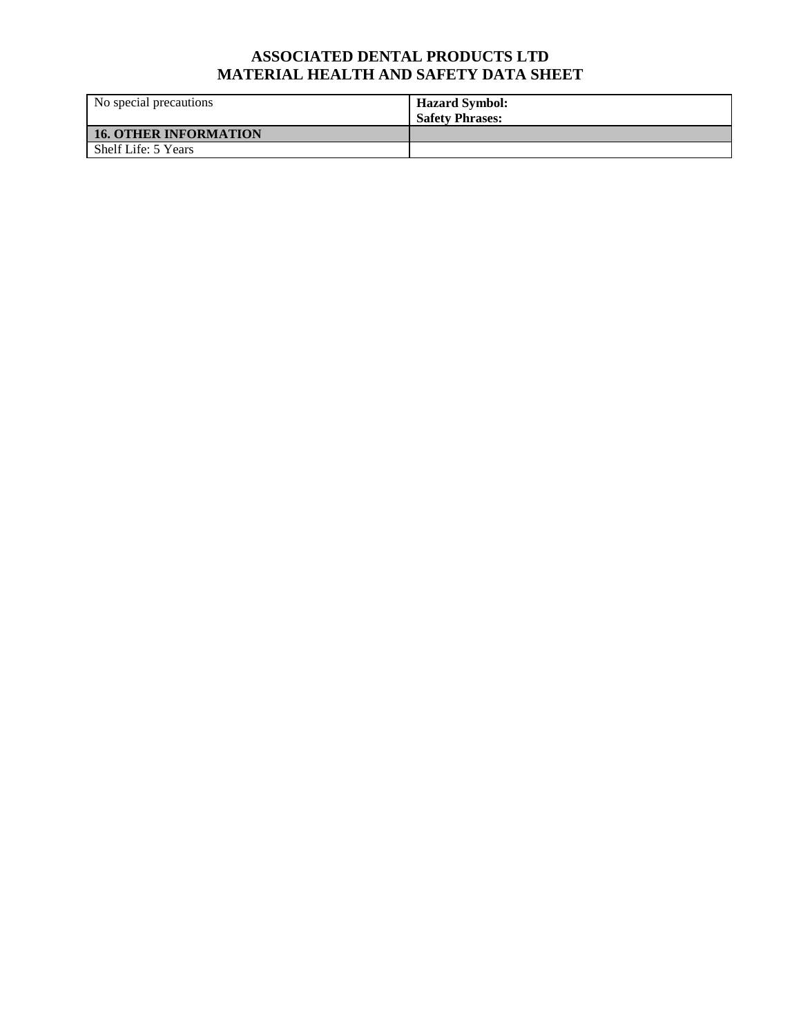# ASSOCIATED DENTAL PRODUCTS LTD
# MATERIAL HEALTH AND SAFETY DATA SHEET

| | |
|---|---|
| No special precautions | **Hazard Symbol:**<br>**Safety Phrases:** |
| **16. OTHER INFORMATION** | |
| Shelf Life: 5 Years | |